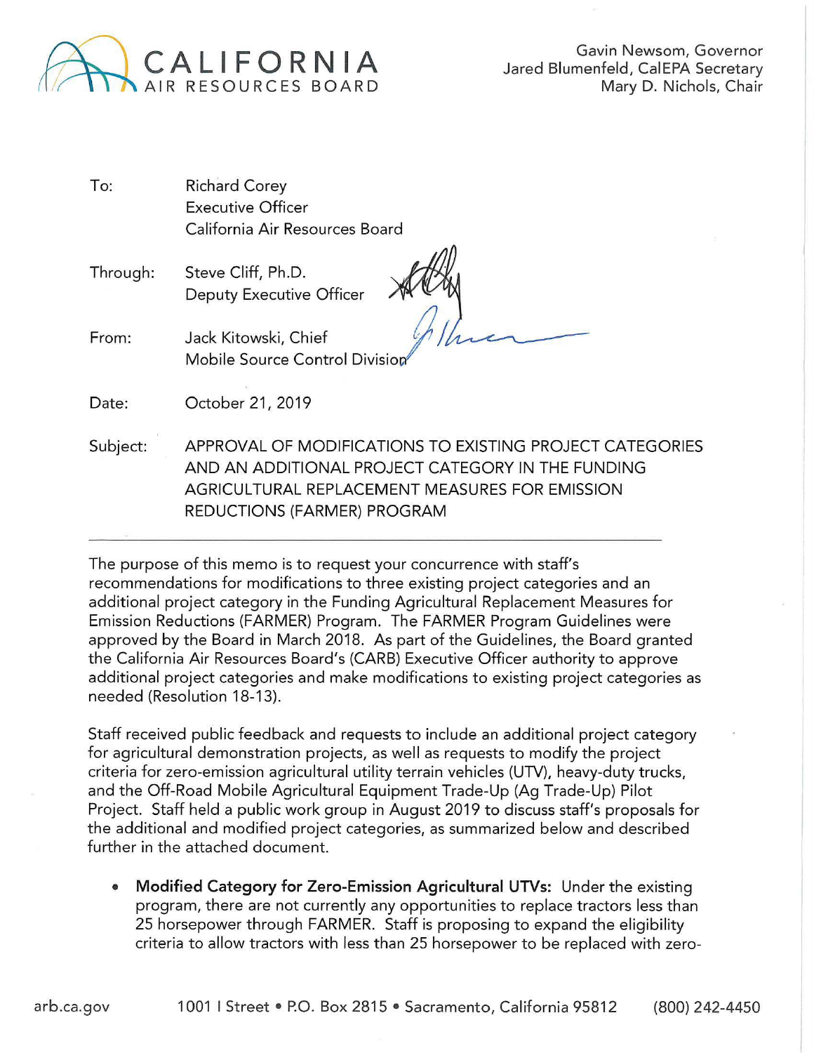CALIFORNIA AIR RESOURCES BOARD

Gavin Newsom, Governor
Jared Blumenfeld, CalEPA Secretary
Mary D. Nichols, Chair

To: Richard Corey
Executive Officer
California Air Resources Board

Through: Steve Cliff, Ph.D.
Deputy Executive Officer

From: Jack Kitowski, Chief
Mobile Source Control Division

Date: October 21, 2019

Subject: APPROVAL OF MODIFICATIONS TO EXISTING PROJECT CATEGORIES AND AN ADDITIONAL PROJECT CATEGORY IN THE FUNDING AGRICULTURAL REPLACEMENT MEASURES FOR EMISSION REDUCTIONS (FARMER) PROGRAM

---

The purpose of this memo is to request your concurrence with staff's recommendations for modifications to three existing project categories and an additional project category in the Funding Agricultural Replacement Measures for Emission Reductions (FARMER) Program. The FARMER Program Guidelines were approved by the Board in March 2018. As part of the Guidelines, the Board granted the California Air Resources Board's (CARB) Executive Officer authority to approve additional project categories and make modifications to existing project categories as needed (Resolution 18-13).

Staff received public feedback and requests to include an additional project category for agricultural demonstration projects, as well as requests to modify the project criteria for zero-emission agricultural utility terrain vehicles (UTV), heavy-duty trucks, and the Off-Road Mobile Agricultural Equipment Trade-Up (Ag Trade-Up) Pilot Project. Staff held a public work group in August 2019 to discuss staff's proposals for the additional and modified project categories, as summarized below and described further in the attached document.

- **Modified Category for Zero-Emission Agricultural UTVs:** Under the existing program, there are not currently any opportunities to replace tractors less than 25 horsepower through FARMER. Staff is proposing to expand the eligibility criteria to allow tractors with less than 25 horsepower to be replaced with zero-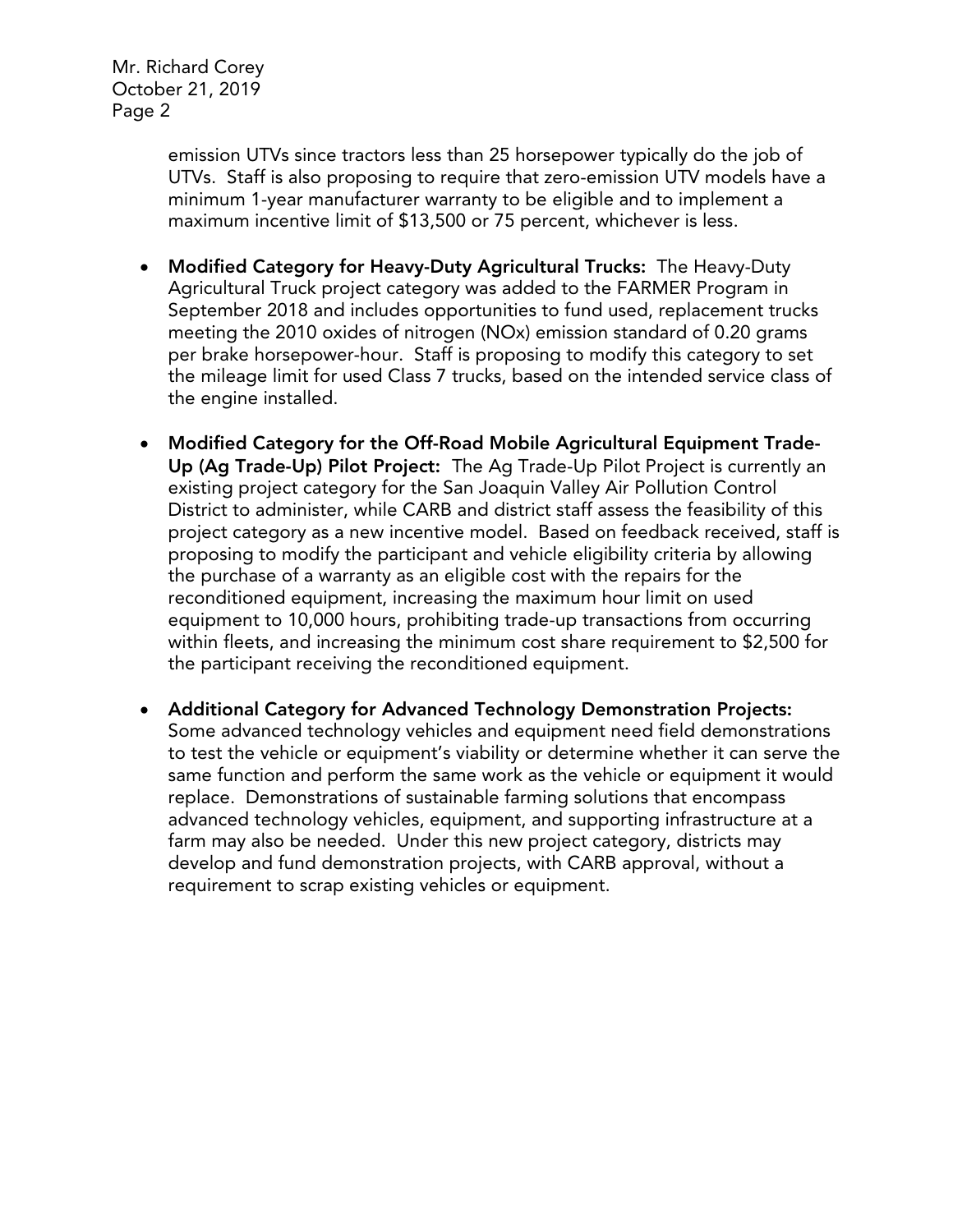emission UTVs since tractors less than 25 horsepower typically do the job of UTVs. Staff is also proposing to require that zero-emission UTV models have a minimum 1-year manufacturer warranty to be eligible and to implement a maximum incentive limit of $13,500 or 75 percent, whichever is less.

- **Modified Category for Heavy-Duty Agricultural Trucks:** The Heavy-Duty Agricultural Truck project category was added to the FARMER Program in September 2018 and includes opportunities to fund used, replacement trucks meeting the 2010 oxides of nitrogen (NOx) emission standard of 0.20 grams per brake horsepower-hour. Staff is proposing to modify this category to set the mileage limit for used Class 7 trucks, based on the intended service class of the engine installed.

- **Modified Category for the Off-Road Mobile Agricultural Equipment Trade-Up (Ag Trade-Up) Pilot Project:** The Ag Trade-Up Pilot Project is currently an existing project category for the San Joaquin Valley Air Pollution Control District to administer, while CARB and district staff assess the feasibility of this project category as a new incentive model. Based on feedback received, staff is proposing to modify the participant and vehicle eligibility criteria by allowing the purchase of a warranty as an eligible cost with the repairs for the reconditioned equipment, increasing the maximum hour limit on used equipment to 10,000 hours, prohibiting trade-up transactions from occurring within fleets, and increasing the minimum cost share requirement to $2,500 for the participant receiving the reconditioned equipment.

- **Additional Category for Advanced Technology Demonstration Projects:** Some advanced technology vehicles and equipment need field demonstrations to test the vehicle or equipment's viability or determine whether it can serve the same function and perform the same work as the vehicle or equipment it would replace. Demonstrations of sustainable farming solutions that encompass advanced technology vehicles, equipment, and supporting infrastructure at a farm may also be needed. Under this new project category, districts may develop and fund demonstration projects, with CARB approval, without a requirement to scrap existing vehicles or equipment.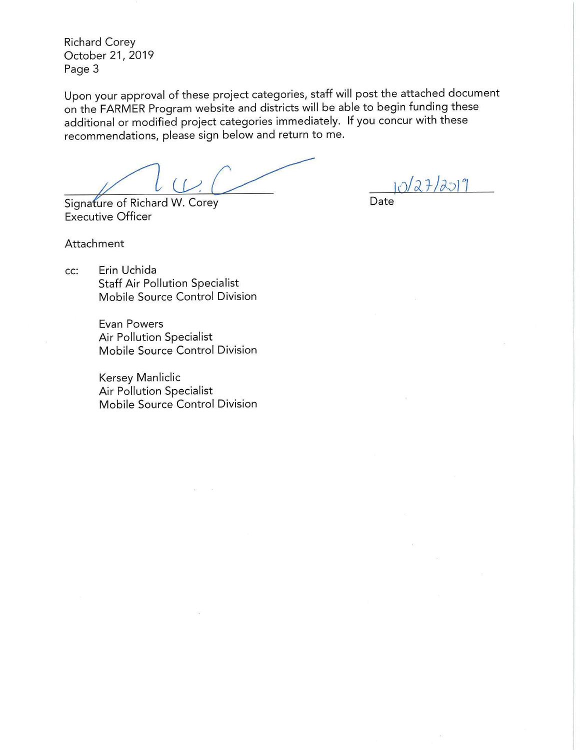Upon your approval of these project categories, staff will post the attached document on the FARMER Program website and districts will be able to begin funding these additional or modified project categories immediately. If you concur with these recommendations, please sign below and return to me.

Signature of Richard W. Corey
Executive Officer

10/27/2019
Date

Attachment

cc: Erin Uchida
Staff Air Pollution Specialist
Mobile Source Control Division

Evan Powers
Air Pollution Specialist
Mobile Source Control Division

Kersey Manliclic
Air Pollution Specialist
Mobile Source Control Division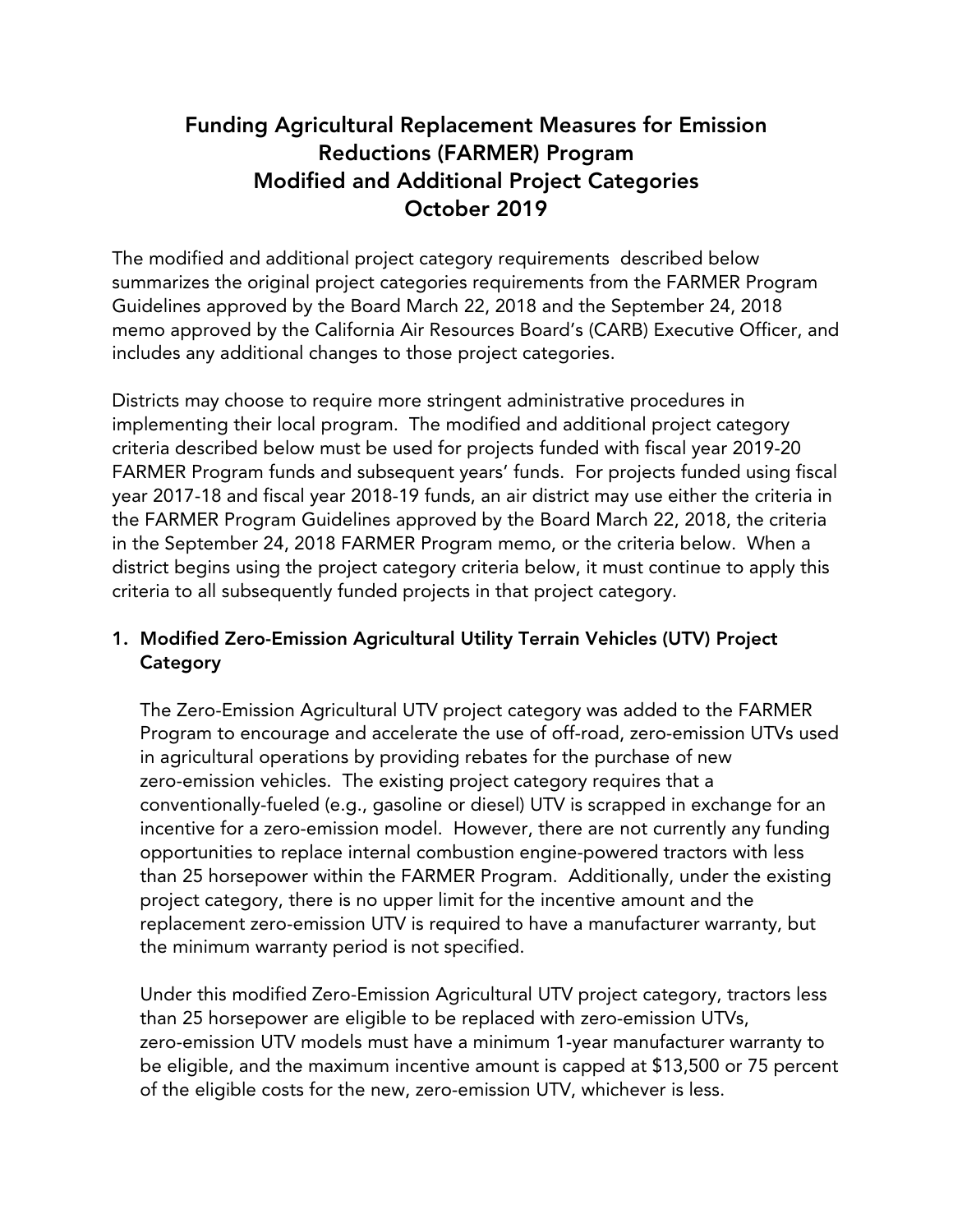# Funding Agricultural Replacement Measures for Emission Reductions (FARMER) Program
# Modified and Additional Project Categories
# October 2019

The modified and additional project category requirements described below summarizes the original project categories requirements from the FARMER Program Guidelines approved by the Board March 22, 2018 and the September 24, 2018 memo approved by the California Air Resources Board's (CARB) Executive Officer, and includes any additional changes to those project categories.

Districts may choose to require more stringent administrative procedures in implementing their local program. The modified and additional project category criteria described below must be used for projects funded with fiscal year 2019-20 FARMER Program funds and subsequent years' funds. For projects funded using fiscal year 2017-18 and fiscal year 2018-19 funds, an air district may use either the criteria in the FARMER Program Guidelines approved by the Board March 22, 2018, the criteria in the September 24, 2018 FARMER Program memo, or the criteria below. When a district begins using the project category criteria below, it must continue to apply this criteria to all subsequently funded projects in that project category.

## 1. Modified Zero-Emission Agricultural Utility Terrain Vehicles (UTV) Project Category

The Zero-Emission Agricultural UTV project category was added to the FARMER Program to encourage and accelerate the use of off-road, zero-emission UTVs used in agricultural operations by providing rebates for the purchase of new zero-emission vehicles. The existing project category requires that a conventionally-fueled (e.g., gasoline or diesel) UTV is scrapped in exchange for an incentive for a zero-emission model. However, there are not currently any funding opportunities to replace internal combustion engine-powered tractors with less than 25 horsepower within the FARMER Program. Additionally, under the existing project category, there is no upper limit for the incentive amount and the replacement zero-emission UTV is required to have a manufacturer warranty, but the minimum warranty period is not specified.

Under this modified Zero-Emission Agricultural UTV project category, tractors less than 25 horsepower are eligible to be replaced with zero-emission UTVs, zero-emission UTV models must have a minimum 1-year manufacturer warranty to be eligible, and the maximum incentive amount is capped at $13,500 or 75 percent of the eligible costs for the new, zero-emission UTV, whichever is less.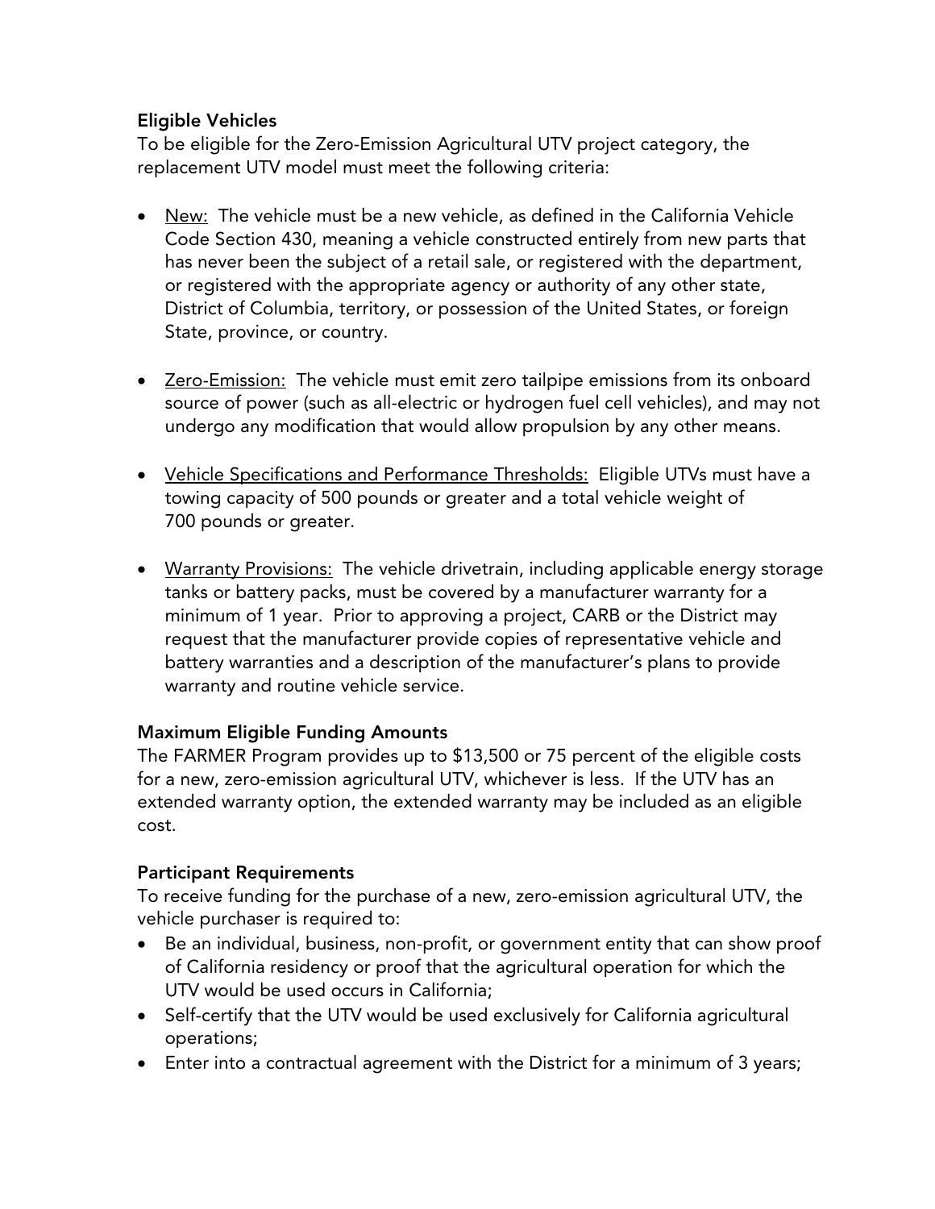**Eligible Vehicles**

To be eligible for the Zero-Emission Agricultural UTV project category, the replacement UTV model must meet the following criteria:

- New: The vehicle must be a new vehicle, as defined in the California Vehicle Code Section 430, meaning a vehicle constructed entirely from new parts that has never been the subject of a retail sale, or registered with the department, or registered with the appropriate agency or authority of any other state, District of Columbia, territory, or possession of the United States, or foreign State, province, or country.

- Zero-Emission: The vehicle must emit zero tailpipe emissions from its onboard source of power (such as all-electric or hydrogen fuel cell vehicles), and may not undergo any modification that would allow propulsion by any other means.

- Vehicle Specifications and Performance Thresholds: Eligible UTVs must have a towing capacity of 500 pounds or greater and a total vehicle weight of 700 pounds or greater.

- Warranty Provisions: The vehicle drivetrain, including applicable energy storage tanks or battery packs, must be covered by a manufacturer warranty for a minimum of 1 year. Prior to approving a project, CARB or the District may request that the manufacturer provide copies of representative vehicle and battery warranties and a description of the manufacturer's plans to provide warranty and routine vehicle service.

**Maximum Eligible Funding Amounts**

The FARMER Program provides up to $13,500 or 75 percent of the eligible costs for a new, zero-emission agricultural UTV, whichever is less. If the UTV has an extended warranty option, the extended warranty may be included as an eligible cost.

**Participant Requirements**

To receive funding for the purchase of a new, zero-emission agricultural UTV, the vehicle purchaser is required to:

- Be an individual, business, non-profit, or government entity that can show proof of California residency or proof that the agricultural operation for which the UTV would be used occurs in California;
- Self-certify that the UTV would be used exclusively for California agricultural operations;
- Enter into a contractual agreement with the District for a minimum of 3 years;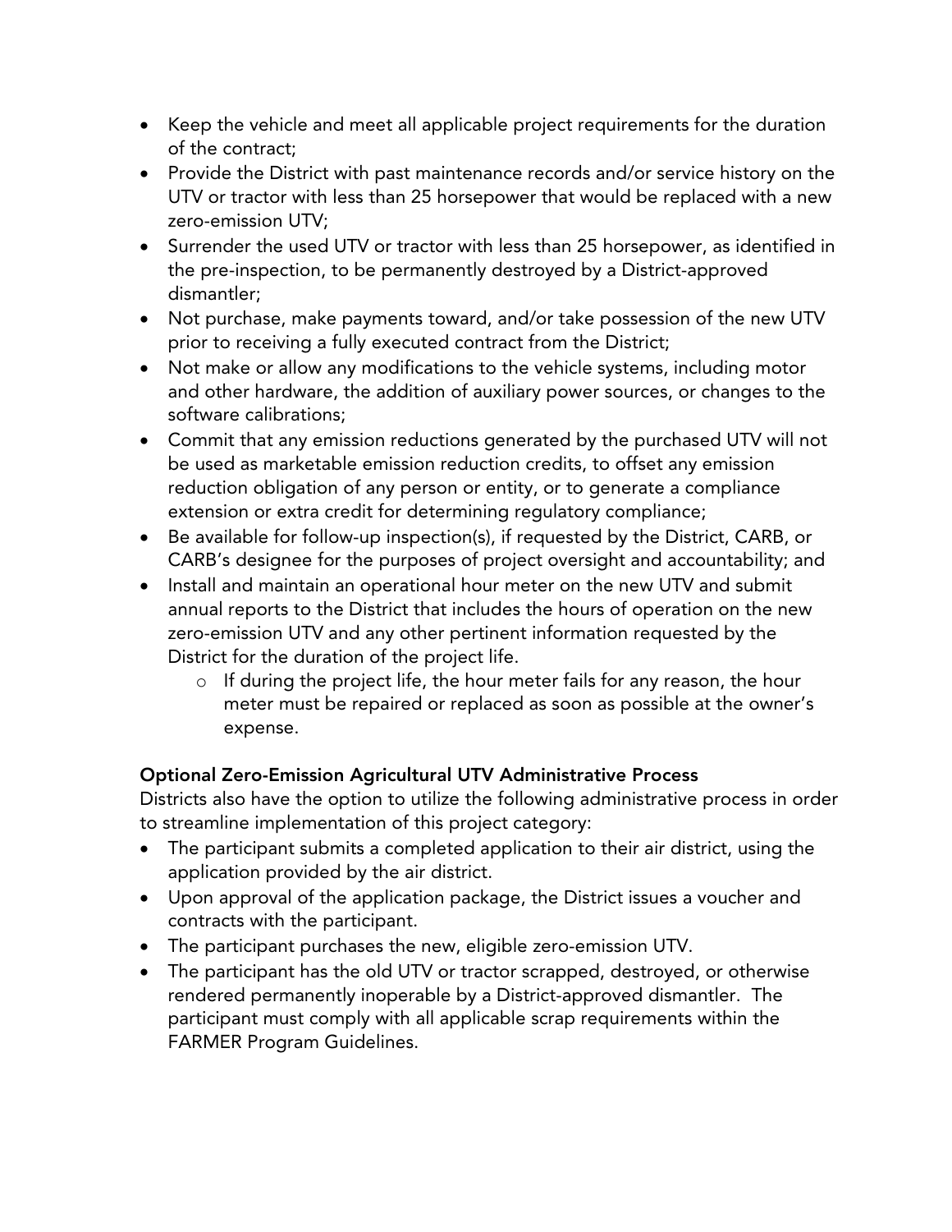- Keep the vehicle and meet all applicable project requirements for the duration of the contract;
- Provide the District with past maintenance records and/or service history on the UTV or tractor with less than 25 horsepower that would be replaced with a new zero-emission UTV;
- Surrender the used UTV or tractor with less than 25 horsepower, as identified in the pre-inspection, to be permanently destroyed by a District-approved dismantler;
- Not purchase, make payments toward, and/or take possession of the new UTV prior to receiving a fully executed contract from the District;
- Not make or allow any modifications to the vehicle systems, including motor and other hardware, the addition of auxiliary power sources, or changes to the software calibrations;
- Commit that any emission reductions generated by the purchased UTV will not be used as marketable emission reduction credits, to offset any emission reduction obligation of any person or entity, or to generate a compliance extension or extra credit for determining regulatory compliance;
- Be available for follow-up inspection(s), if requested by the District, CARB, or CARB's designee for the purposes of project oversight and accountability; and
- Install and maintain an operational hour meter on the new UTV and submit annual reports to the District that includes the hours of operation on the new zero-emission UTV and any other pertinent information requested by the District for the duration of the project life.
    - If during the project life, the hour meter fails for any reason, the hour meter must be repaired or replaced as soon as possible at the owner's expense.

### Optional Zero-Emission Agricultural UTV Administrative Process

Districts also have the option to utilize the following administrative process in order to streamline implementation of this project category:

- The participant submits a completed application to their air district, using the application provided by the air district.
- Upon approval of the application package, the District issues a voucher and contracts with the participant.
- The participant purchases the new, eligible zero-emission UTV.
- The participant has the old UTV or tractor scrapped, destroyed, or otherwise rendered permanently inoperable by a District-approved dismantler. The participant must comply with all applicable scrap requirements within the FARMER Program Guidelines.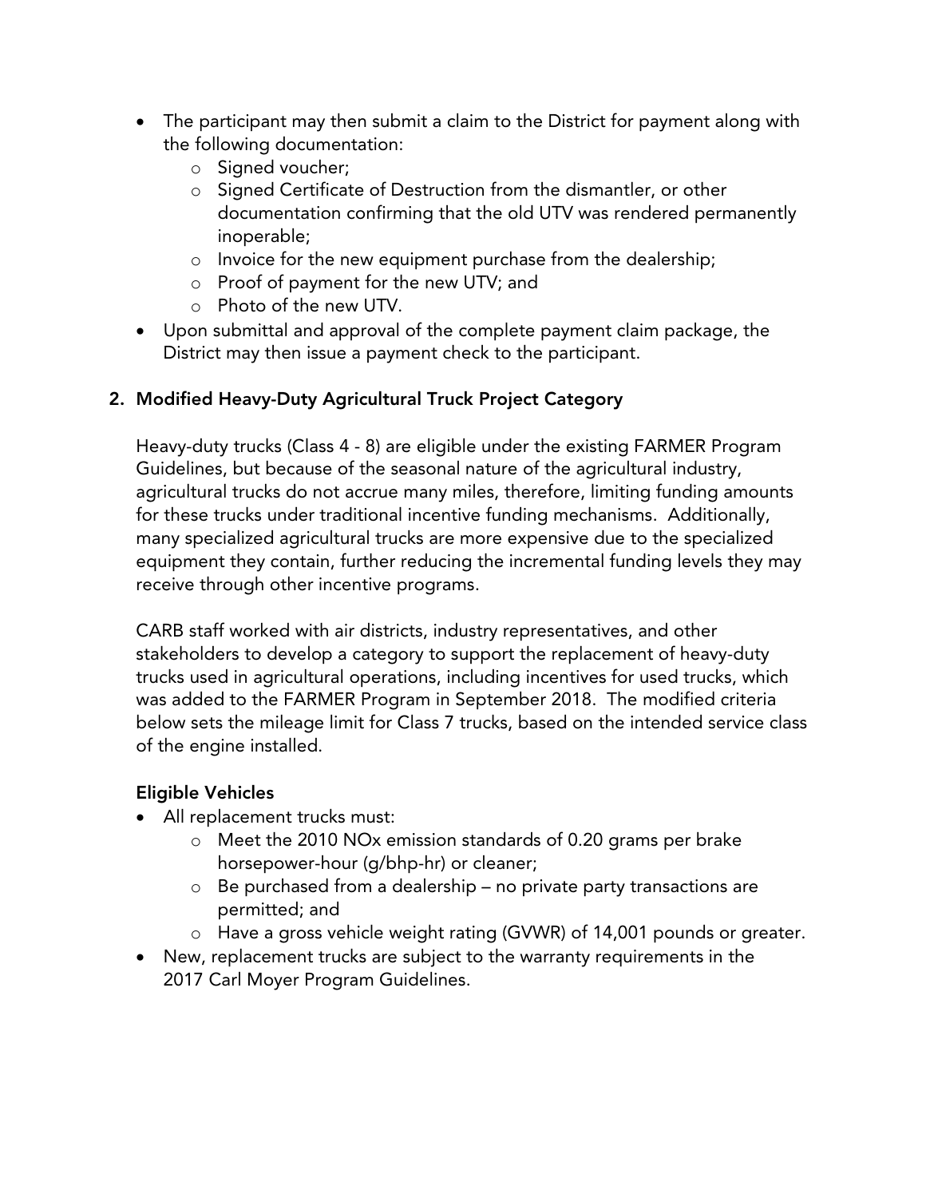- The participant may then submit a claim to the District for payment along with the following documentation:
  - Signed voucher;
  - Signed Certificate of Destruction from the dismantler, or other documentation confirming that the old UTV was rendered permanently inoperable;
  - Invoice for the new equipment purchase from the dealership;
  - Proof of payment for the new UTV; and
  - Photo of the new UTV.
- Upon submittal and approval of the complete payment claim package, the District may then issue a payment check to the participant.

## 2. Modified Heavy-Duty Agricultural Truck Project Category

Heavy-duty trucks (Class 4 - 8) are eligible under the existing FARMER Program Guidelines, but because of the seasonal nature of the agricultural industry, agricultural trucks do not accrue many miles, therefore, limiting funding amounts for these trucks under traditional incentive funding mechanisms. Additionally, many specialized agricultural trucks are more expensive due to the specialized equipment they contain, further reducing the incremental funding levels they may receive through other incentive programs.

CARB staff worked with air districts, industry representatives, and other stakeholders to develop a category to support the replacement of heavy-duty trucks used in agricultural operations, including incentives for used trucks, which was added to the FARMER Program in September 2018. The modified criteria below sets the mileage limit for Class 7 trucks, based on the intended service class of the engine installed.

### Eligible Vehicles

- All replacement trucks must:
  - Meet the 2010 NOx emission standards of 0.20 grams per brake horsepower-hour (g/bhp-hr) or cleaner;
  - Be purchased from a dealership – no private party transactions are permitted; and
  - Have a gross vehicle weight rating (GVWR) of 14,001 pounds or greater.
- New, replacement trucks are subject to the warranty requirements in the 2017 Carl Moyer Program Guidelines.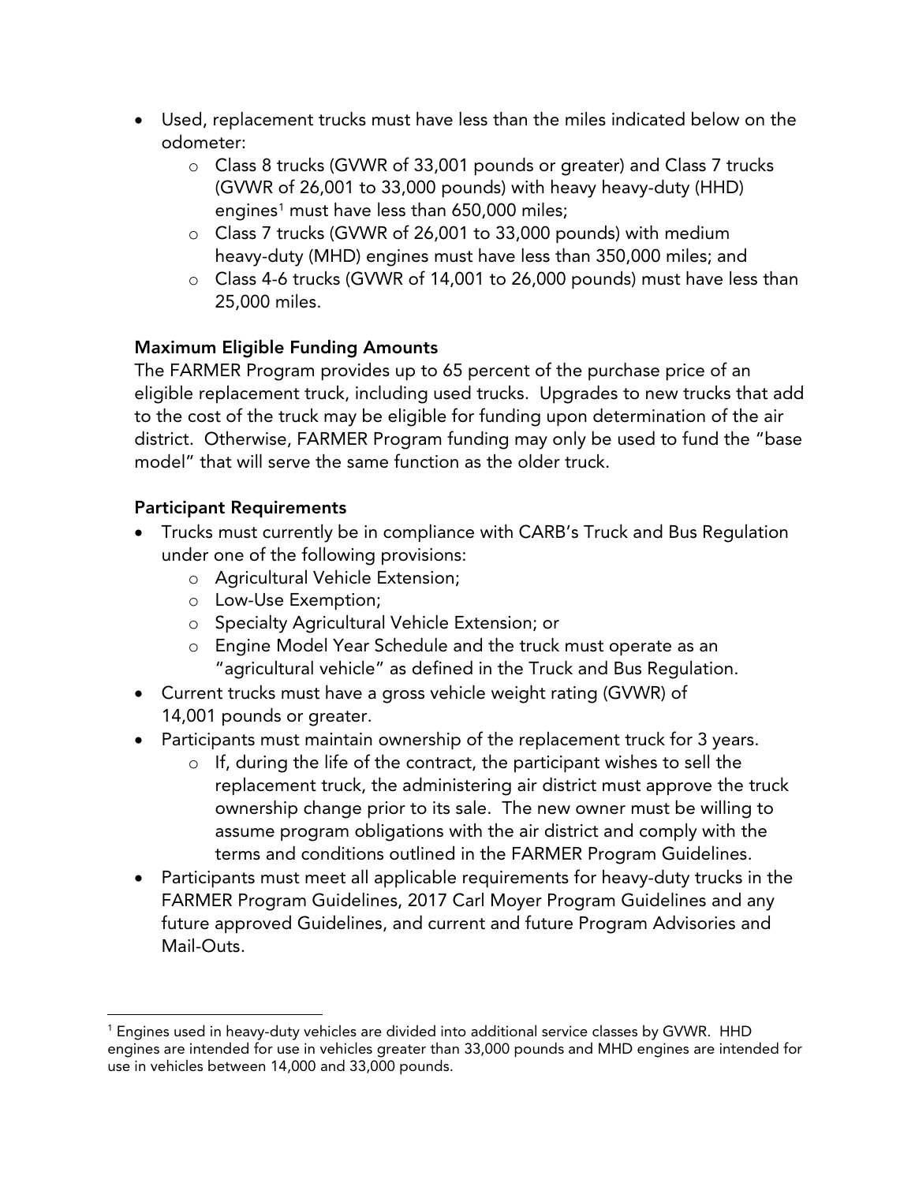- Used, replacement trucks must have less than the miles indicated below on the odometer:
  - Class 8 trucks (GVWR of 33,001 pounds or greater) and Class 7 trucks (GVWR of 26,001 to 33,000 pounds) with heavy heavy-duty (HHD) engines[1] must have less than 650,000 miles;
  - Class 7 trucks (GVWR of 26,001 to 33,000 pounds) with medium heavy-duty (MHD) engines must have less than 350,000 miles; and
  - Class 4-6 trucks (GVWR of 14,001 to 26,000 pounds) must have less than 25,000 miles.

**Maximum Eligible Funding Amounts**

The FARMER Program provides up to 65 percent of the purchase price of an eligible replacement truck, including used trucks. Upgrades to new trucks that add to the cost of the truck may be eligible for funding upon determination of the air district. Otherwise, FARMER Program funding may only be used to fund the "base model" that will serve the same function as the older truck.

**Participant Requirements**

- Trucks must currently be in compliance with CARB's Truck and Bus Regulation under one of the following provisions:
  - Agricultural Vehicle Extension;
  - Low-Use Exemption;
  - Specialty Agricultural Vehicle Extension; or
  - Engine Model Year Schedule and the truck must operate as an "agricultural vehicle" as defined in the Truck and Bus Regulation.
- Current trucks must have a gross vehicle weight rating (GVWR) of 14,001 pounds or greater.
- Participants must maintain ownership of the replacement truck for 3 years.
  - If, during the life of the contract, the participant wishes to sell the replacement truck, the administering air district must approve the truck ownership change prior to its sale. The new owner must be willing to assume program obligations with the air district and comply with the terms and conditions outlined in the FARMER Program Guidelines.
- Participants must meet all applicable requirements for heavy-duty trucks in the FARMER Program Guidelines, 2017 Carl Moyer Program Guidelines and any future approved Guidelines, and current and future Program Advisories and Mail-Outs.

[1] Engines used in heavy-duty vehicles are divided into additional service classes by GVWR. HHD engines are intended for use in vehicles greater than 33,000 pounds and MHD engines are intended for use in vehicles between 14,000 and 33,000 pounds.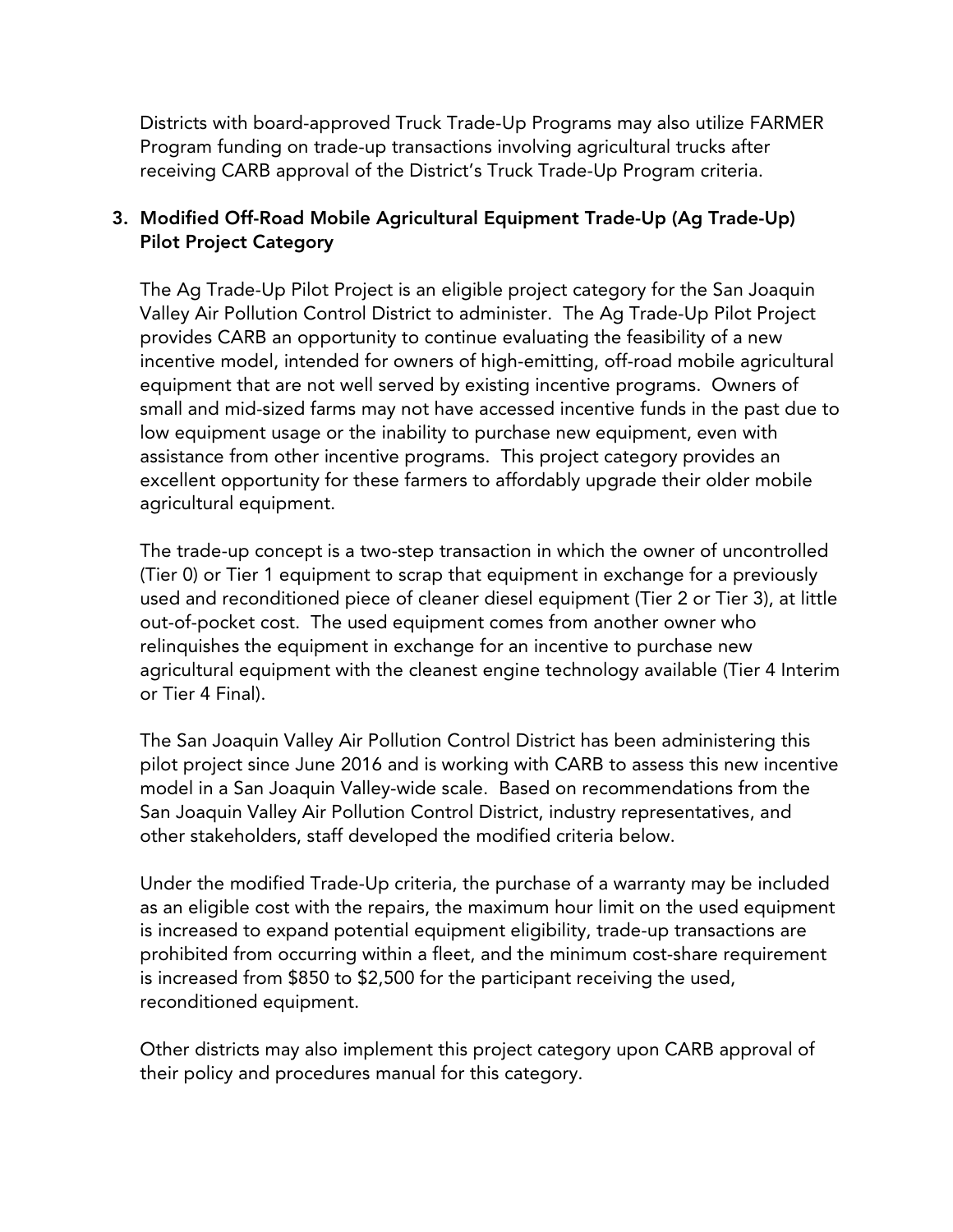Districts with board-approved Truck Trade-Up Programs may also utilize FARMER Program funding on trade-up transactions involving agricultural trucks after receiving CARB approval of the District's Truck Trade-Up Program criteria.

### 3. Modified Off-Road Mobile Agricultural Equipment Trade-Up (Ag Trade-Up) Pilot Project Category

The Ag Trade-Up Pilot Project is an eligible project category for the San Joaquin Valley Air Pollution Control District to administer. The Ag Trade-Up Pilot Project provides CARB an opportunity to continue evaluating the feasibility of a new incentive model, intended for owners of high-emitting, off-road mobile agricultural equipment that are not well served by existing incentive programs. Owners of small and mid-sized farms may not have accessed incentive funds in the past due to low equipment usage or the inability to purchase new equipment, even with assistance from other incentive programs. This project category provides an excellent opportunity for these farmers to affordably upgrade their older mobile agricultural equipment.

The trade-up concept is a two-step transaction in which the owner of uncontrolled (Tier 0) or Tier 1 equipment to scrap that equipment in exchange for a previously used and reconditioned piece of cleaner diesel equipment (Tier 2 or Tier 3), at little out-of-pocket cost. The used equipment comes from another owner who relinquishes the equipment in exchange for an incentive to purchase new agricultural equipment with the cleanest engine technology available (Tier 4 Interim or Tier 4 Final).

The San Joaquin Valley Air Pollution Control District has been administering this pilot project since June 2016 and is working with CARB to assess this new incentive model in a San Joaquin Valley-wide scale. Based on recommendations from the San Joaquin Valley Air Pollution Control District, industry representatives, and other stakeholders, staff developed the modified criteria below.

Under the modified Trade-Up criteria, the purchase of a warranty may be included as an eligible cost with the repairs, the maximum hour limit on the used equipment is increased to expand potential equipment eligibility, trade-up transactions are prohibited from occurring within a fleet, and the minimum cost-share requirement is increased from $850 to $2,500 for the participant receiving the used, reconditioned equipment.

Other districts may also implement this project category upon CARB approval of their policy and procedures manual for this category.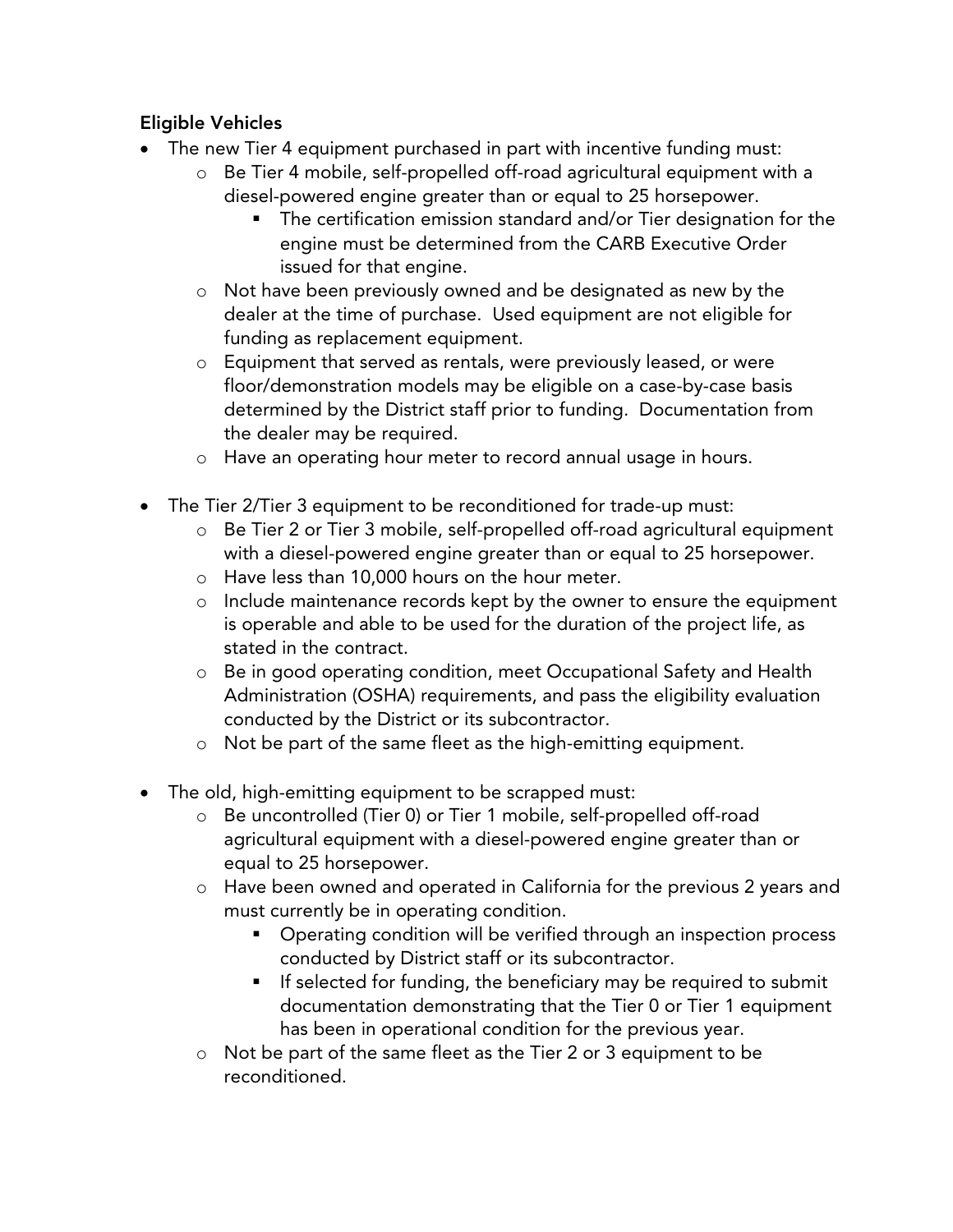**Eligible Vehicles**

- The new Tier 4 equipment purchased in part with incentive funding must:
  - Be Tier 4 mobile, self-propelled off-road agricultural equipment with a diesel-powered engine greater than or equal to 25 horsepower.
    - The certification emission standard and/or Tier designation for the engine must be determined from the CARB Executive Order issued for that engine.
  - Not have been previously owned and be designated as new by the dealer at the time of purchase. Used equipment are not eligible for funding as replacement equipment.
  - Equipment that served as rentals, were previously leased, or were floor/demonstration models may be eligible on a case-by-case basis determined by the District staff prior to funding. Documentation from the dealer may be required.
  - Have an operating hour meter to record annual usage in hours.

- The Tier 2/Tier 3 equipment to be reconditioned for trade-up must:
  - Be Tier 2 or Tier 3 mobile, self-propelled off-road agricultural equipment with a diesel-powered engine greater than or equal to 25 horsepower.
  - Have less than 10,000 hours on the hour meter.
  - Include maintenance records kept by the owner to ensure the equipment is operable and able to be used for the duration of the project life, as stated in the contract.
  - Be in good operating condition, meet Occupational Safety and Health Administration (OSHA) requirements, and pass the eligibility evaluation conducted by the District or its subcontractor.
  - Not be part of the same fleet as the high-emitting equipment.

- The old, high-emitting equipment to be scrapped must:
  - Be uncontrolled (Tier 0) or Tier 1 mobile, self-propelled off-road agricultural equipment with a diesel-powered engine greater than or equal to 25 horsepower.
  - Have been owned and operated in California for the previous 2 years and must currently be in operating condition.
    - Operating condition will be verified through an inspection process conducted by District staff or its subcontractor.
    - If selected for funding, the beneficiary may be required to submit documentation demonstrating that the Tier 0 or Tier 1 equipment has been in operational condition for the previous year.
  - Not be part of the same fleet as the Tier 2 or 3 equipment to be reconditioned.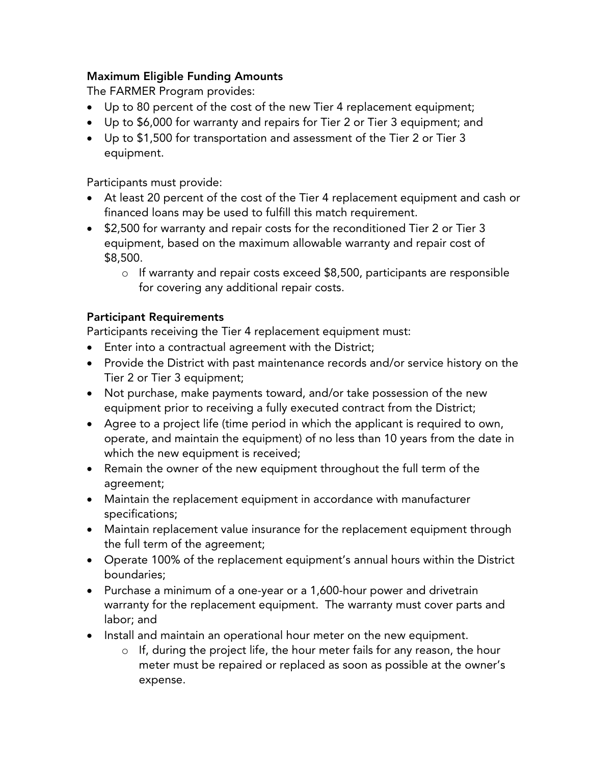**Maximum Eligible Funding Amounts**

The FARMER Program provides:

- Up to 80 percent of the cost of the new Tier 4 replacement equipment;
- Up to $6,000 for warranty and repairs for Tier 2 or Tier 3 equipment; and
- Up to $1,500 for transportation and assessment of the Tier 2 or Tier 3 equipment.

Participants must provide:

- At least 20 percent of the cost of the Tier 4 replacement equipment and cash or financed loans may be used to fulfill this match requirement.
- $2,500 for warranty and repair costs for the reconditioned Tier 2 or Tier 3 equipment, based on the maximum allowable warranty and repair cost of $8,500.
    - If warranty and repair costs exceed $8,500, participants are responsible for covering any additional repair costs.

**Participant Requirements**

Participants receiving the Tier 4 replacement equipment must:

- Enter into a contractual agreement with the District;
- Provide the District with past maintenance records and/or service history on the Tier 2 or Tier 3 equipment;
- Not purchase, make payments toward, and/or take possession of the new equipment prior to receiving a fully executed contract from the District;
- Agree to a project life (time period in which the applicant is required to own, operate, and maintain the equipment) of no less than 10 years from the date in which the new equipment is received;
- Remain the owner of the new equipment throughout the full term of the agreement;
- Maintain the replacement equipment in accordance with manufacturer specifications;
- Maintain replacement value insurance for the replacement equipment through the full term of the agreement;
- Operate 100% of the replacement equipment's annual hours within the District boundaries;
- Purchase a minimum of a one-year or a 1,600-hour power and drivetrain warranty for the replacement equipment. The warranty must cover parts and labor; and
- Install and maintain an operational hour meter on the new equipment.
    - If, during the project life, the hour meter fails for any reason, the hour meter must be repaired or replaced as soon as possible at the owner's expense.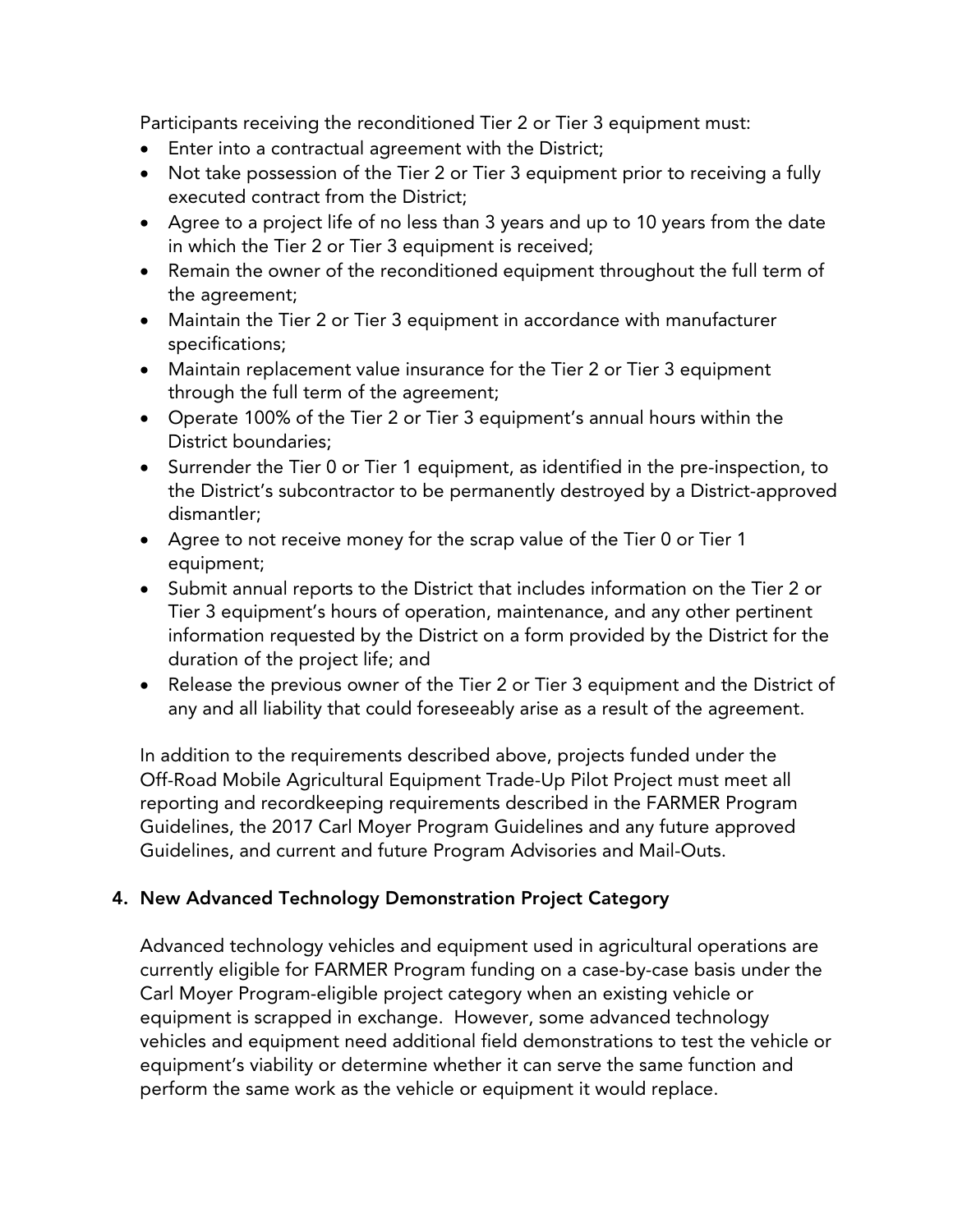Participants receiving the reconditioned Tier 2 or Tier 3 equipment must:

- Enter into a contractual agreement with the District;
- Not take possession of the Tier 2 or Tier 3 equipment prior to receiving a fully executed contract from the District;
- Agree to a project life of no less than 3 years and up to 10 years from the date in which the Tier 2 or Tier 3 equipment is received;
- Remain the owner of the reconditioned equipment throughout the full term of the agreement;
- Maintain the Tier 2 or Tier 3 equipment in accordance with manufacturer specifications;
- Maintain replacement value insurance for the Tier 2 or Tier 3 equipment through the full term of the agreement;
- Operate 100% of the Tier 2 or Tier 3 equipment's annual hours within the District boundaries;
- Surrender the Tier 0 or Tier 1 equipment, as identified in the pre-inspection, to the District's subcontractor to be permanently destroyed by a District-approved dismantler;
- Agree to not receive money for the scrap value of the Tier 0 or Tier 1 equipment;
- Submit annual reports to the District that includes information on the Tier 2 or Tier 3 equipment's hours of operation, maintenance, and any other pertinent information requested by the District on a form provided by the District for the duration of the project life; and
- Release the previous owner of the Tier 2 or Tier 3 equipment and the District of any and all liability that could foreseeably arise as a result of the agreement.

In addition to the requirements described above, projects funded under the Off-Road Mobile Agricultural Equipment Trade-Up Pilot Project must meet all reporting and recordkeeping requirements described in the FARMER Program Guidelines, the 2017 Carl Moyer Program Guidelines and any future approved Guidelines, and current and future Program Advisories and Mail-Outs.

## 4. New Advanced Technology Demonstration Project Category

Advanced technology vehicles and equipment used in agricultural operations are currently eligible for FARMER Program funding on a case-by-case basis under the Carl Moyer Program-eligible project category when an existing vehicle or equipment is scrapped in exchange. However, some advanced technology vehicles and equipment need additional field demonstrations to test the vehicle or equipment's viability or determine whether it can serve the same function and perform the same work as the vehicle or equipment it would replace.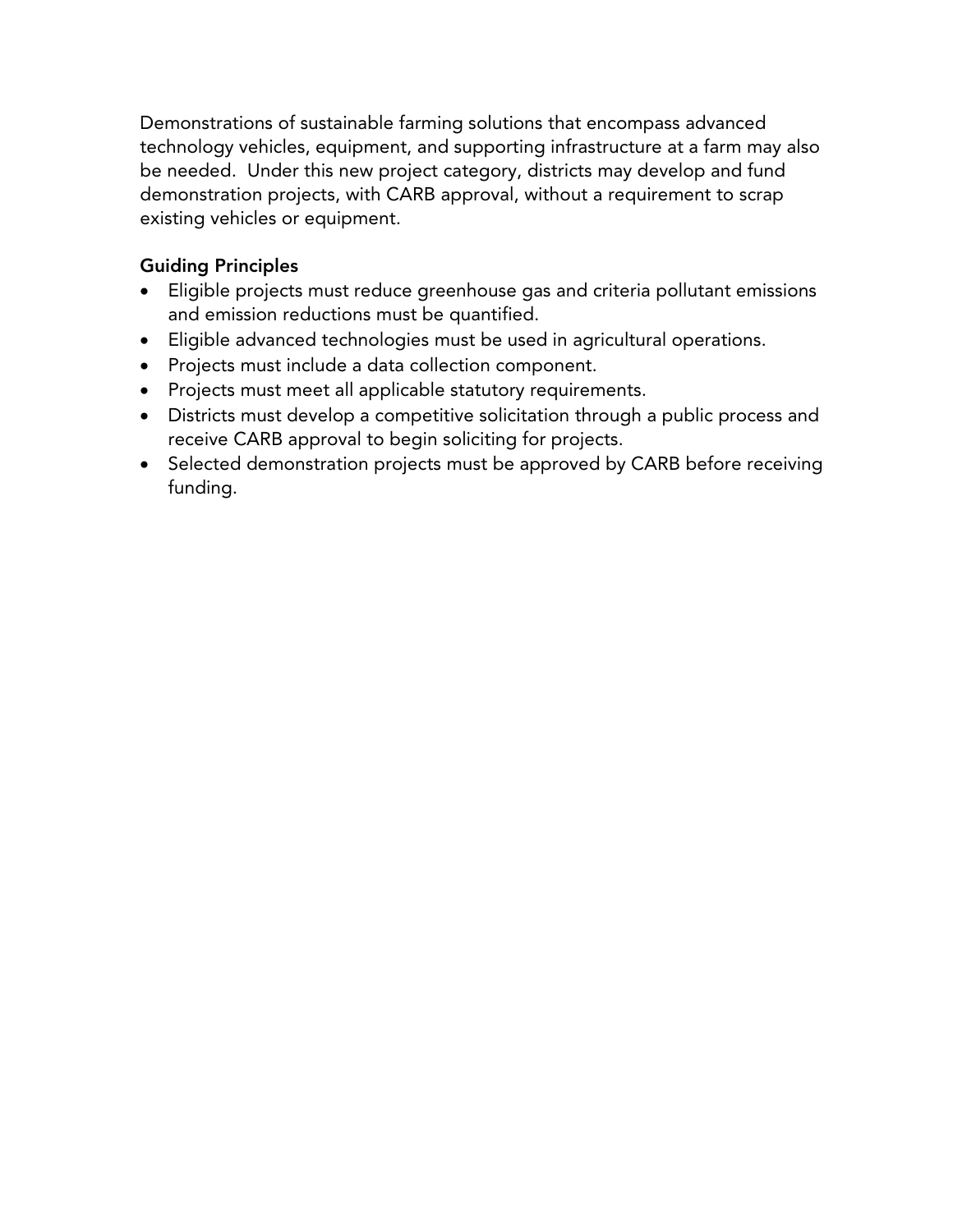Demonstrations of sustainable farming solutions that encompass advanced technology vehicles, equipment, and supporting infrastructure at a farm may also be needed. Under this new project category, districts may develop and fund demonstration projects, with CARB approval, without a requirement to scrap existing vehicles or equipment.

**Guiding Principles**

- Eligible projects must reduce greenhouse gas and criteria pollutant emissions and emission reductions must be quantified.
- Eligible advanced technologies must be used in agricultural operations.
- Projects must include a data collection component.
- Projects must meet all applicable statutory requirements.
- Districts must develop a competitive solicitation through a public process and receive CARB approval to begin soliciting for projects.
- Selected demonstration projects must be approved by CARB before receiving funding.